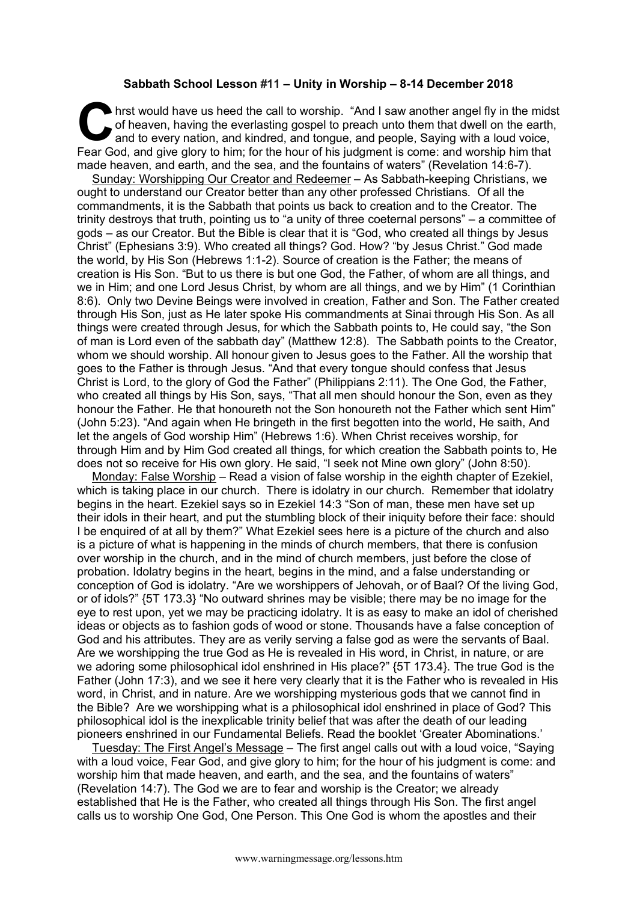**Sabbath School Lesson #11 – Unity in Worship – 8-14 December 2018**

Chrst would have us heed the call to worship. "And I saw another angel fly in the midst of heaven, having the everlasting gospel to preach unto them that dwell on the earth, and to every nation, and kindred, and tongue, and people, Saying with a loud voice, Fear God, and give glory to him; for the hour of his judgment is come: and worship him that made heaven, and earth, and the sea, and the fountains of waters" (Revelation 14:6-7).

Sunday: Worshipping Our Creator and Redeemer – As Sabbath-keeping Christians, we ought to understand our Creator better than any other professed Christians. Of all the commandments, it is the Sabbath that points us back to creation and to the Creator. The trinity destroys that truth, pointing us to "a unity of three coeternal persons" – a committee of gods – as our Creator. But the Bible is clear that it is "God, who created all things by Jesus Christ" (Ephesians 3:9). Who created all things? God. How? "by Jesus Christ." God made the world, by His Son (Hebrews 1:1-2). Source of creation is the Father; the means of creation is His Son. "But to us there is but one God, the Father, of whom are all things, and we in Him; and one Lord Jesus Christ, by whom are all things, and we by Him" (1 Corinthian 8:6). Only two Devine Beings were involved in creation, Father and Son. The Father created through His Son, just as He later spoke His commandments at Sinai through His Son. As all things were created through Jesus, for which the Sabbath points to, He could say, "the Son of man is Lord even of the sabbath day" (Matthew 12:8). The Sabbath points to the Creator, whom we should worship. All honour given to Jesus goes to the Father. All the worship that goes to the Father is through Jesus. "And that every tongue should confess that Jesus Christ is Lord, to the glory of God the Father" (Philippians 2:11). The One God, the Father, who created all things by His Son, says, "That all men should honour the Son, even as they honour the Father. He that honoureth not the Son honoureth not the Father which sent Him" (John 5:23). "And again when He bringeth in the first begotten into the world, He saith, And let the angels of God worship Him" (Hebrews 1:6). When Christ receives worship, for through Him and by Him God created all things, for which creation the Sabbath points to, He does not so receive for His own glory. He said, "I seek not Mine own glory" (John 8:50).

Monday: False Worship – Read a vision of false worship in the eighth chapter of Ezekiel, which is taking place in our church. There is idolatry in our church. Remember that idolatry begins in the heart. Ezekiel says so in Ezekiel 14:3 "Son of man, these men have set up their idols in their heart, and put the stumbling block of their iniquity before their face: should I be enquired of at all by them?" What Ezekiel sees here is a picture of the church and also is a picture of what is happening in the minds of church members, that there is confusion over worship in the church, and in the mind of church members, just before the close of probation. Idolatry begins in the heart, begins in the mind, and a false understanding or conception of God is idolatry. "Are we worshippers of Jehovah, or of Baal? Of the living God, or of idols?" {5T 173.3} "No outward shrines may be visible; there may be no image for the eye to rest upon, yet we may be practicing idolatry. It is as easy to make an idol of cherished ideas or objects as to fashion gods of wood or stone. Thousands have a false conception of God and his attributes. They are as verily serving a false god as were the servants of Baal. Are we worshipping the true God as He is revealed in His word, in Christ, in nature, or are we adoring some philosophical idol enshrined in His place?" {5T 173.4}. The true God is the Father (John 17:3), and we see it here very clearly that it is the Father who is revealed in His word, in Christ, and in nature. Are we worshipping mysterious gods that we cannot find in the Bible? Are we worshipping what is a philosophical idol enshrined in place of God? This philosophical idol is the inexplicable trinity belief that was after the death of our leading pioneers enshrined in our Fundamental Beliefs. Read the booklet 'Greater Abominations.'

Tuesday: The First Angel's Message – The first angel calls out with a loud voice, "Saying with a loud voice, Fear God, and give glory to him; for the hour of his judgment is come: and worship him that made heaven, and earth, and the sea, and the fountains of waters" (Revelation 14:7). The God we are to fear and worship is the Creator; we already established that He is the Father, who created all things through His Son. The first angel calls us to worship One God, One Person. This One God is whom the apostles and their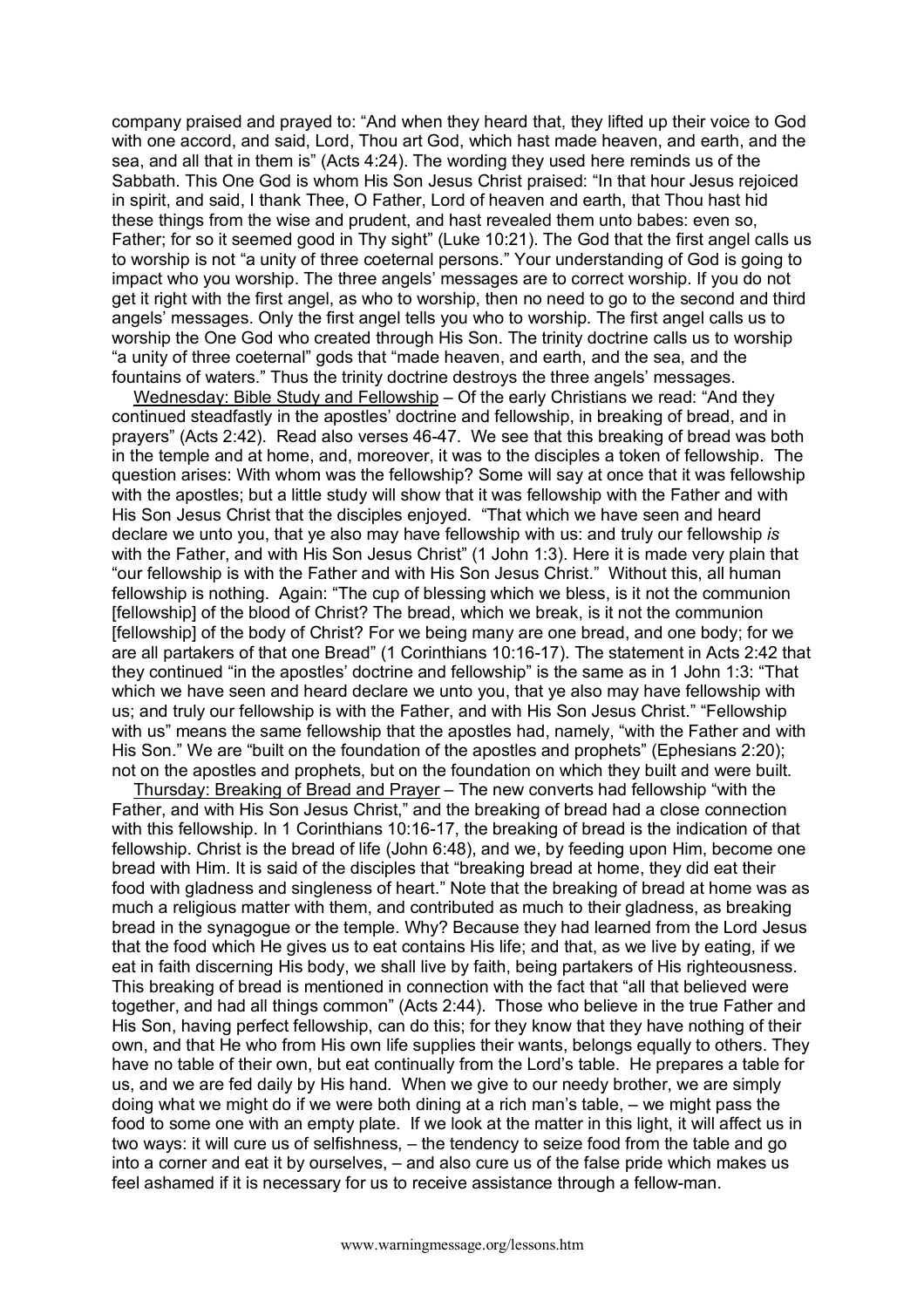company praised and prayed to: "And when they heard that, they lifted up their voice to God with one accord, and said, Lord, Thou art God, which hast made heaven, and earth, and the sea, and all that in them is" (Acts 4:24). The wording they used here reminds us of the Sabbath. This One God is whom His Son Jesus Christ praised: "In that hour Jesus rejoiced in spirit, and said, I thank Thee, O Father, Lord of heaven and earth, that Thou hast hid these things from the wise and prudent, and hast revealed them unto babes: even so, Father; for so it seemed good in Thy sight" (Luke 10:21). The God that the first angel calls us to worship is not "a unity of three coeternal persons." Your understanding of God is going to impact who you worship. The three angels' messages are to correct worship. If you do not get it right with the first angel, as who to worship, then no need to go to the second and third angels' messages. Only the first angel tells you who to worship. The first angel calls us to worship the One God who created through His Son. The trinity doctrine calls us to worship "a unity of three coeternal" gods that "made heaven, and earth, and the sea, and the fountains of waters." Thus the trinity doctrine destroys the three angels' messages.

Wednesday: Bible Study and Fellowship – Of the early Christians we read: "And they continued steadfastly in the apostles' doctrine and fellowship, in breaking of bread, and in prayers" (Acts 2:42). Read also verses 46-47. We see that this breaking of bread was both in the temple and at home, and, moreover, it was to the disciples a token of fellowship. The question arises: With whom was the fellowship? Some will say at once that it was fellowship with the apostles; but a little study will show that it was fellowship with the Father and with His Son Jesus Christ that the disciples enjoyed. "That which we have seen and heard declare we unto you, that ye also may have fellowship with us: and truly our fellowship *is* with the Father, and with His Son Jesus Christ" (1 John 1:3). Here it is made very plain that "our fellowship is with the Father and with His Son Jesus Christ." Without this, all human fellowship is nothing. Again: "The cup of blessing which we bless, is it not the communion [fellowship] of the blood of Christ? The bread, which we break, is it not the communion [fellowship] of the body of Christ? For we being many are one bread, and one body; for we are all partakers of that one Bread" (1 Corinthians 10:16-17). The statement in Acts 2:42 that they continued "in the apostles' doctrine and fellowship" is the same as in 1 John 1:3: "That which we have seen and heard declare we unto you, that ye also may have fellowship with us; and truly our fellowship is with the Father, and with His Son Jesus Christ." "Fellowship with us" means the same fellowship that the apostles had, namely, "with the Father and with His Son." We are "built on the foundation of the apostles and prophets" (Ephesians 2:20); not on the apostles and prophets, but on the foundation on which they built and were built.

Thursday: Breaking of Bread and Prayer – The new converts had fellowship "with the Father, and with His Son Jesus Christ," and the breaking of bread had a close connection with this fellowship. In 1 Corinthians 10:16-17, the breaking of bread is the indication of that fellowship. Christ is the bread of life (John 6:48), and we, by feeding upon Him, become one bread with Him. It is said of the disciples that "breaking bread at home, they did eat their food with gladness and singleness of heart." Note that the breaking of bread at home was as much a religious matter with them, and contributed as much to their gladness, as breaking bread in the synagogue or the temple. Why? Because they had learned from the Lord Jesus that the food which He gives us to eat contains His life; and that, as we live by eating, if we eat in faith discerning His body, we shall live by faith, being partakers of His righteousness. This breaking of bread is mentioned in connection with the fact that "all that believed were together, and had all things common" (Acts 2:44). Those who believe in the true Father and His Son, having perfect fellowship, can do this; for they know that they have nothing of their own, and that He who from His own life supplies their wants, belongs equally to others. They have no table of their own, but eat continually from the Lord's table. He prepares a table for us, and we are fed daily by His hand. When we give to our needy brother, we are simply doing what we might do if we were both dining at a rich man's table, – we might pass the food to some one with an empty plate. If we look at the matter in this light, it will affect us in two ways: it will cure us of selfishness, – the tendency to seize food from the table and go into a corner and eat it by ourselves, – and also cure us of the false pride which makes us feel ashamed if it is necessary for us to receive assistance through a fellow-man.